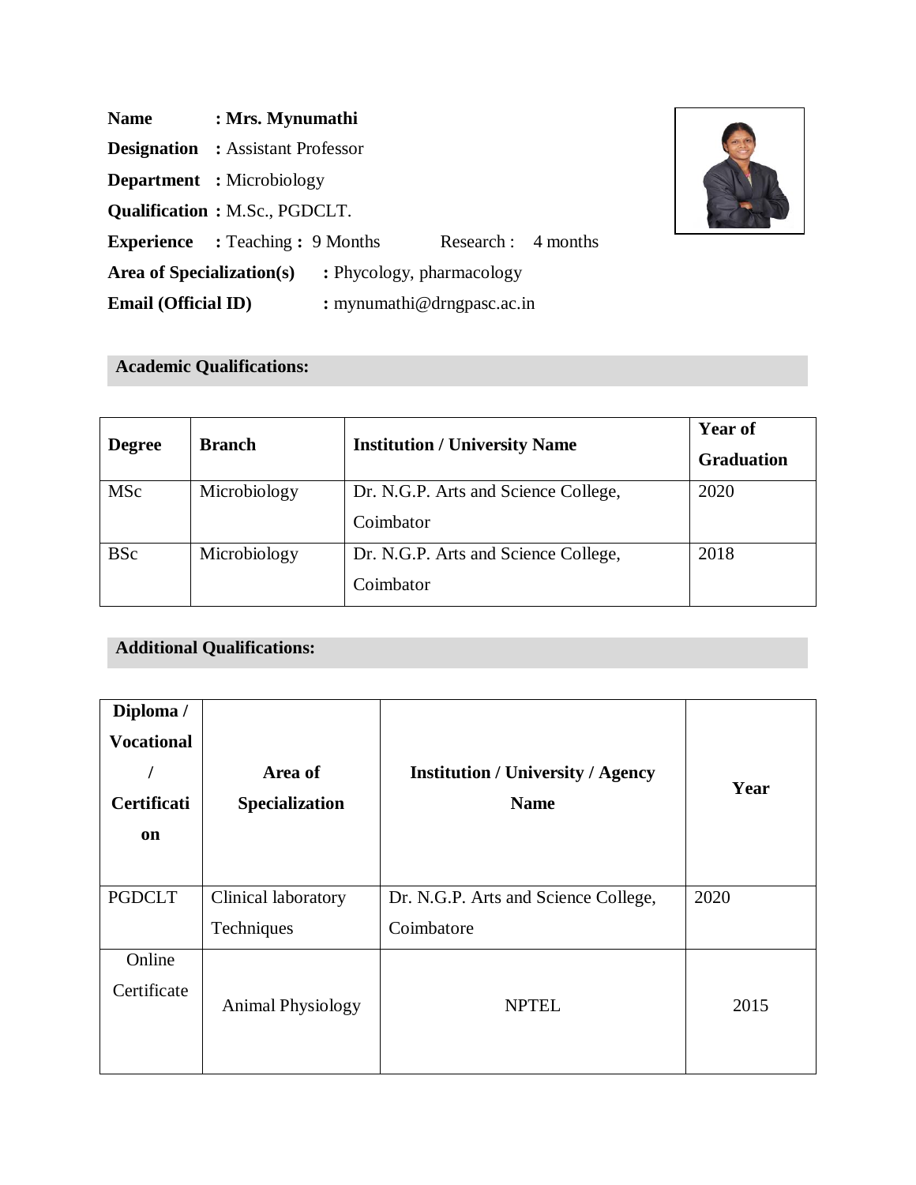**Name** : **Mrs. Mynumathi**

**Designation** : Assistant Professor

**Department** : Microbiology

**Qualification :** M.Sc., PGDCLT.

**Experience** : Teaching **:** 9 Months Research : 4 months

**Area of Specialization(s)** **:** Phycology, pharmacology

**Email (Official ID)** **:** mynumathi@drngpasc.ac.in

## Academic Qualifications:

| **Degree** | **Branch** | **Institution / University Name** | **Year of Graduation** |
|---|---|---|---|
| MSc | Microbiology | Dr. N.G.P. Arts and Science College, Coimbator | 2020 |
| BSc | Microbiology | Dr. N.G.P. Arts and Science College, Coimbator | 2018 |

## Additional Qualifications:

| **Diploma / Vocational / Certification** | **Area of Specialization** | **Institution / University / Agency Name** | **Year** |
|---|---|---|---|
| PGDCLT | Clinical laboratory Techniques | Dr. N.G.P. Arts and Science College, Coimbatore | 2020 |
| Online Certificate | Animal Physiology | NPTEL | 2015 |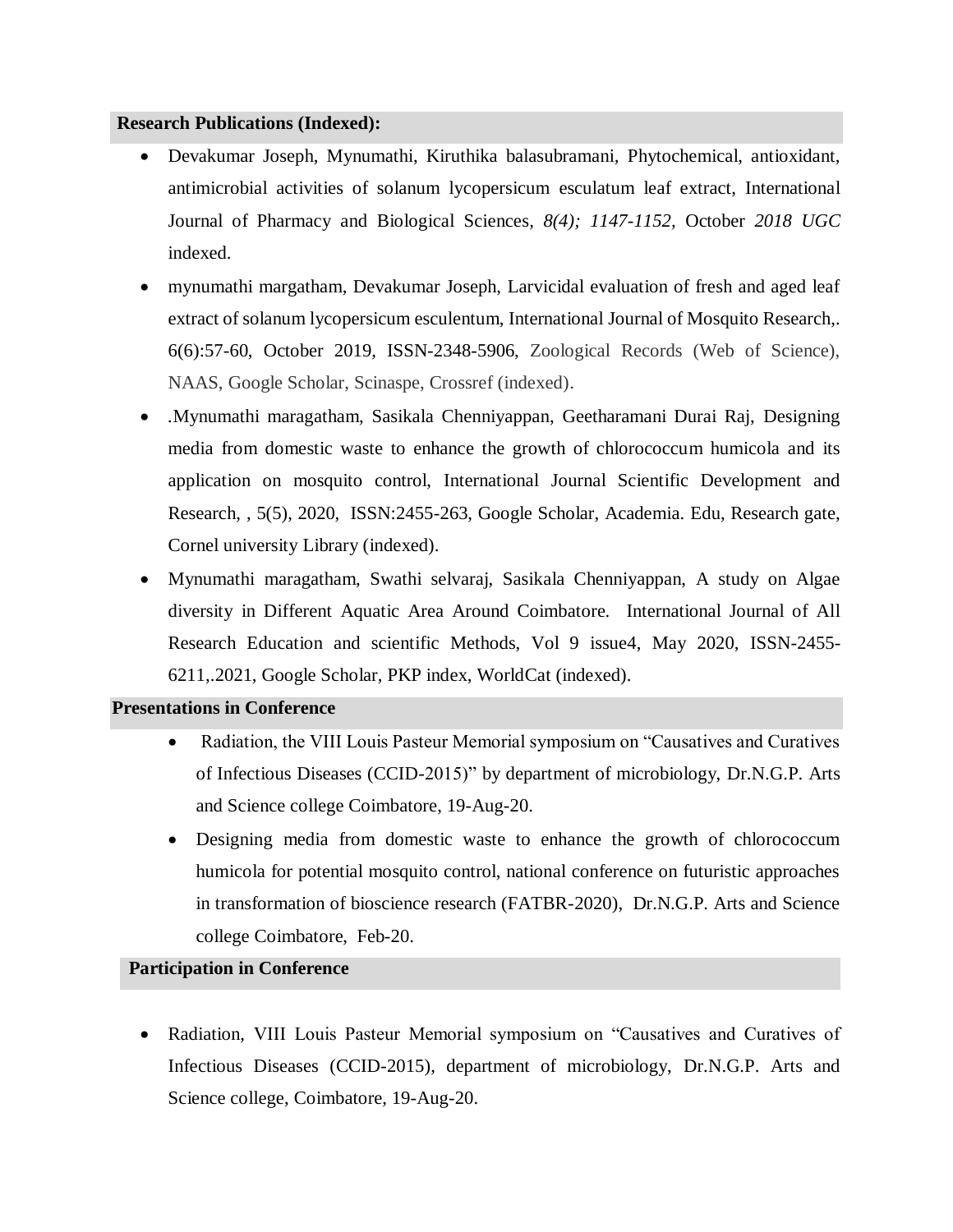## Research Publications (Indexed):

- Devakumar Joseph, Mynumathi, Kiruthika balasubramani, Phytochemical, antioxidant, antimicrobial activities of solanum lycopersicum esculatum leaf extract, International Journal of Pharmacy and Biological Sciences, *8(4); 1147-1152*, October *2018 UGC* indexed.
- mynumathi margatham, Devakumar Joseph, Larvicidal evaluation of fresh and aged leaf extract of solanum lycopersicum esculentum, International Journal of Mosquito Research,. 6(6):57-60, October 2019, ISSN-2348-5906, Zoological Records (Web of Science), NAAS, Google Scholar, Scinaspe, Crossref (indexed).
- .Mynumathi maragatham, Sasikala Chenniyappan, Geetharamani Durai Raj, Designing media from domestic waste to enhance the growth of chlorococcum humicola and its application on mosquito control, International Journal Scientific Development and Research, , 5(5), 2020, ISSN:2455-263, Google Scholar, Academia. Edu, Research gate, Cornel university Library (indexed).
- Mynumathi maragatham, Swathi selvaraj, Sasikala Chenniyappan, A study on Algae diversity in Different Aquatic Area Around Coimbatore. International Journal of All Research Education and scientific Methods, Vol 9 issue4, May 2020, ISSN-2455-6211,.2021, Google Scholar, PKP index, WorldCat (indexed).

## Presentations in Conference

- Radiation, the VIII Louis Pasteur Memorial symposium on "Causatives and Curatives of Infectious Diseases (CCID-2015)" by department of microbiology, Dr.N.G.P. Arts and Science college Coimbatore, 19-Aug-20.
- Designing media from domestic waste to enhance the growth of chlorococcum humicola for potential mosquito control, national conference on futuristic approaches in transformation of bioscience research (FATBR-2020), Dr.N.G.P. Arts and Science college Coimbatore, Feb-20.

## Participation in Conference

- Radiation, VIII Louis Pasteur Memorial symposium on "Causatives and Curatives of Infectious Diseases (CCID-2015), department of microbiology, Dr.N.G.P. Arts and Science college, Coimbatore, 19-Aug-20.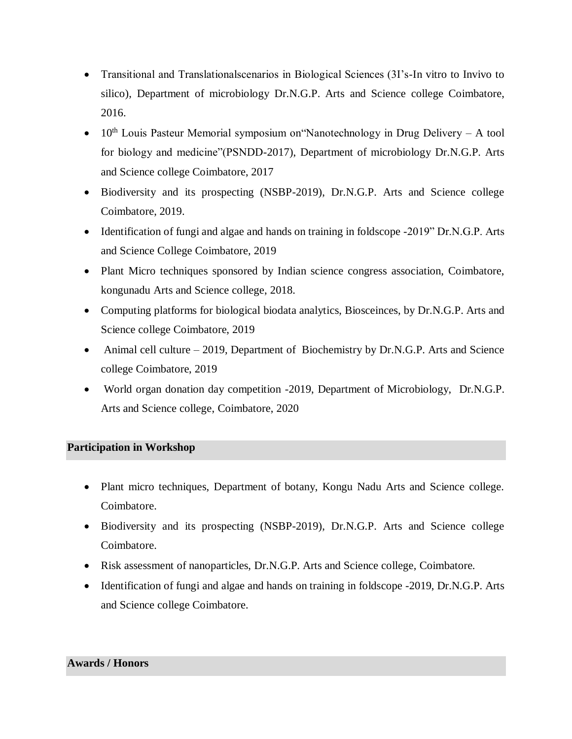- Transitional and Translationalscenarios in Biological Sciences (3I's-In vitro to Invivo to silico), Department of microbiology Dr.N.G.P. Arts and Science college Coimbatore, 2016.
- 10th Louis Pasteur Memorial symposium on"Nanotechnology in Drug Delivery – A tool for biology and medicine"(PSNDD-2017), Department of microbiology Dr.N.G.P. Arts and Science college Coimbatore, 2017
- Biodiversity and its prospecting (NSBP-2019), Dr.N.G.P. Arts and Science college Coimbatore, 2019.
- Identification of fungi and algae and hands on training in foldscope -2019" Dr.N.G.P. Arts and Science College Coimbatore, 2019
- Plant Micro techniques sponsored by Indian science congress association, Coimbatore, kongunadu Arts and Science college, 2018.
- Computing platforms for biological biodata analytics, Bioseinces, by Dr.N.G.P. Arts and Science college Coimbatore, 2019
- Animal cell culture – 2019, Department of Biochemistry by Dr.N.G.P. Arts and Science college Coimbatore, 2019
- World organ donation day competition -2019, Department of Microbiology, Dr.N.G.P. Arts and Science college, Coimbatore, 2020

## Participation in Workshop

- Plant micro techniques, Department of botany, Kongu Nadu Arts and Science college. Coimbatore.
- Biodiversity and its prospecting (NSBP-2019), Dr.N.G.P. Arts and Science college Coimbatore.
- Risk assessment of nanoparticles, Dr.N.G.P. Arts and Science college, Coimbatore.
- Identification of fungi and algae and hands on training in foldscope -2019, Dr.N.G.P. Arts and Science college Coimbatore.

## Awards / Honors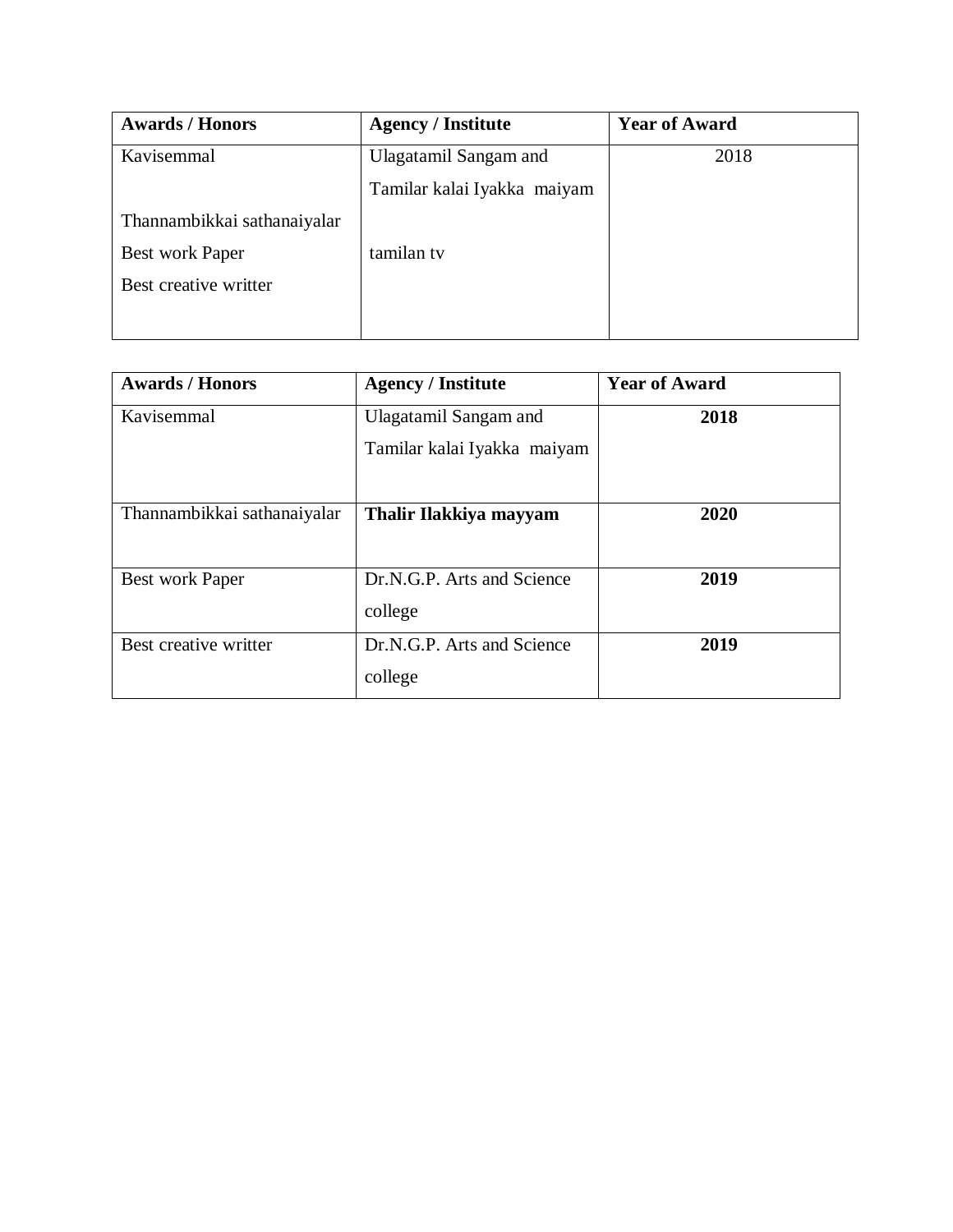| Awards / Honors | Agency / Institute | Year of Award |
|---|---|---|
| Kavisemmal<br><br>Thannambikkai sathanaiyalar<br>Best work Paper<br>Best creative writter | Ulagatamil Sangam and<br>Tamilar kalai Iyakka maiyam<br><br>tamilan tv | 2018 |

| Awards / Honors | Agency / Institute | Year of Award |
|---|---|---|
| Kavisemmal | Ulagatamil Sangam and Tamilar kalai Iyakka maiyam | **2018** |
| Thannambikkai sathanaiyalar | **Thalir Ilakkiya mayyam** | **2020** |
| Best work Paper | Dr.N.G.P. Arts and Science college | **2019** |
| Best creative writter | Dr.N.G.P. Arts and Science college | **2019** |